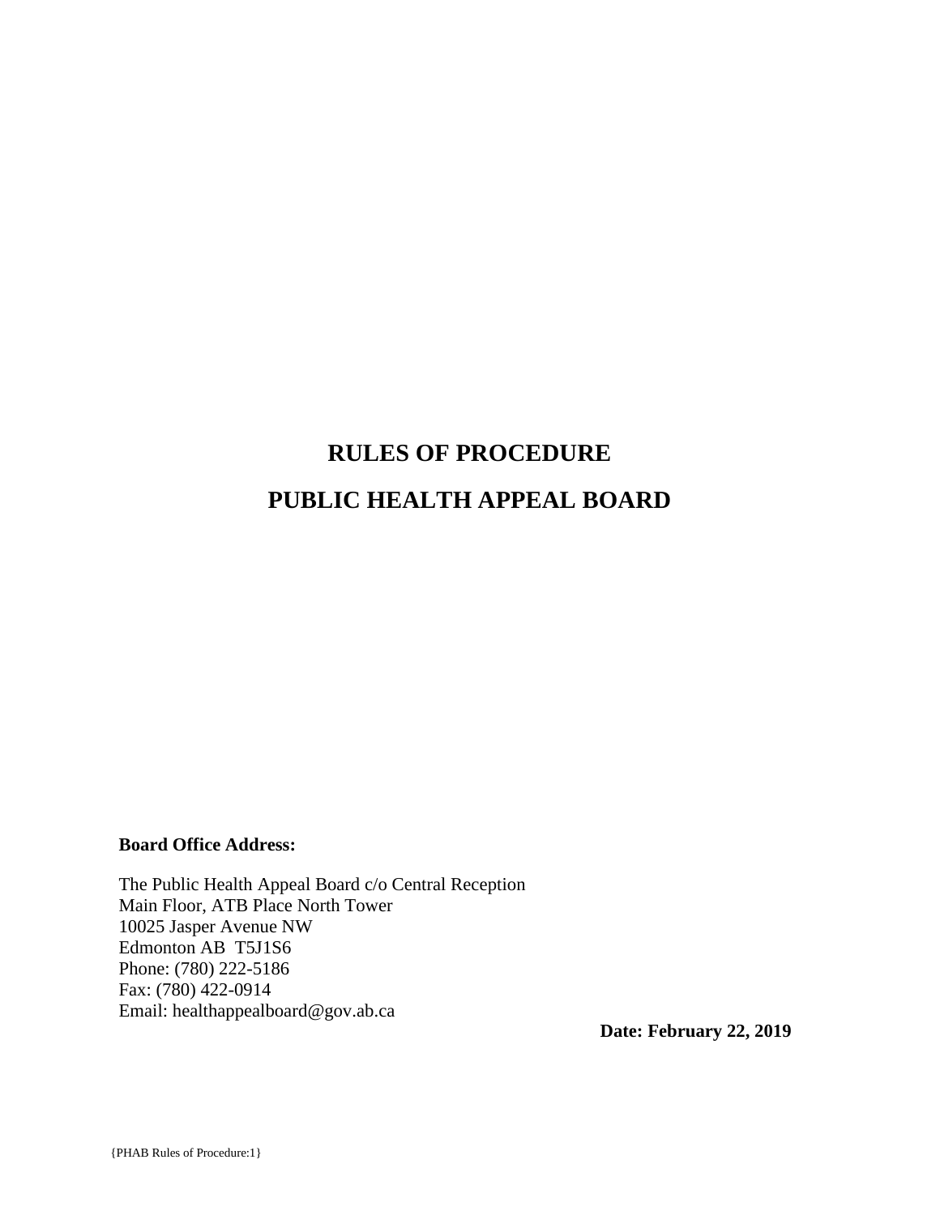# RULES OF PROCEDURE

# PUBLIC HEALTH APPEAL BOARD

**Board Office Address:**

The Public Health Appeal Board c/o Central Reception
Main Floor, ATB Place North Tower
10025 Jasper Avenue NW
Edmonton AB T5J1S6
Phone: (780) 222-5186
Fax: (780) 422-0914
Email: healthappealboard@gov.ab.ca

**Date: February 22, 2019**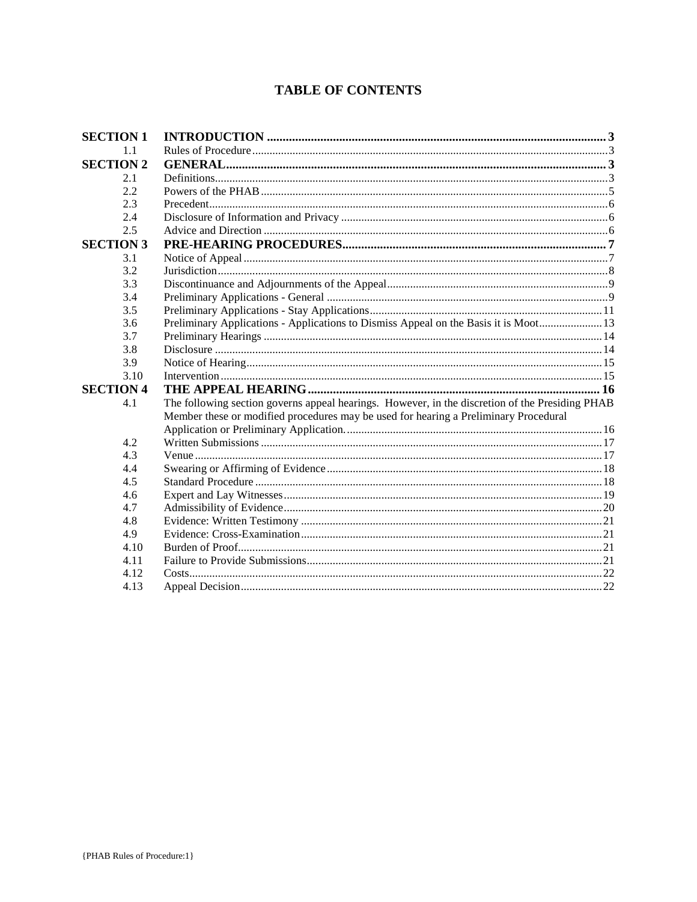# TABLE OF CONTENTS

| | | |
|---|---|---|
| **SECTION 1** | **INTRODUCTION** | **3** |
| 1.1 | Rules of Procedure | 3 |
| **SECTION 2** | **GENERAL** | **3** |
| 2.1 | Definitions | 3 |
| 2.2 | Powers of the PHAB | 5 |
| 2.3 | Precedent | 6 |
| 2.4 | Disclosure of Information and Privacy | 6 |
| 2.5 | Advice and Direction | 6 |
| **SECTION 3** | **PRE-HEARING PROCEDURES** | **7** |
| 3.1 | Notice of Appeal | 7 |
| 3.2 | Jurisdiction | 8 |
| 3.3 | Discontinuance and Adjournments of the Appeal | 9 |
| 3.4 | Preliminary Applications - General | 9 |
| 3.5 | Preliminary Applications - Stay Applications | 11 |
| 3.6 | Preliminary Applications - Applications to Dismiss Appeal on the Basis it is Moot | 13 |
| 3.7 | Preliminary Hearings | 14 |
| 3.8 | Disclosure | 14 |
| 3.9 | Notice of Hearing | 15 |
| 3.10 | Intervention | 15 |
| **SECTION 4** | **THE APPEAL HEARING** | **16** |
| 4.1 | The following section governs appeal hearings. However, in the discretion of the Presiding PHAB Member these or modified procedures may be used for hearing a Preliminary Procedural Application or Preliminary Application. | 16 |
| 4.2 | Written Submissions | 17 |
| 4.3 | Venue | 17 |
| 4.4 | Swearing or Affirming of Evidence | 18 |
| 4.5 | Standard Procedure | 18 |
| 4.6 | Expert and Lay Witnesses | 19 |
| 4.7 | Admissibility of Evidence | 20 |
| 4.8 | Evidence: Written Testimony | 21 |
| 4.9 | Evidence: Cross-Examination | 21 |
| 4.10 | Burden of Proof | 21 |
| 4.11 | Failure to Provide Submissions | 21 |
| 4.12 | Costs | 22 |
| 4.13 | Appeal Decision | 22 |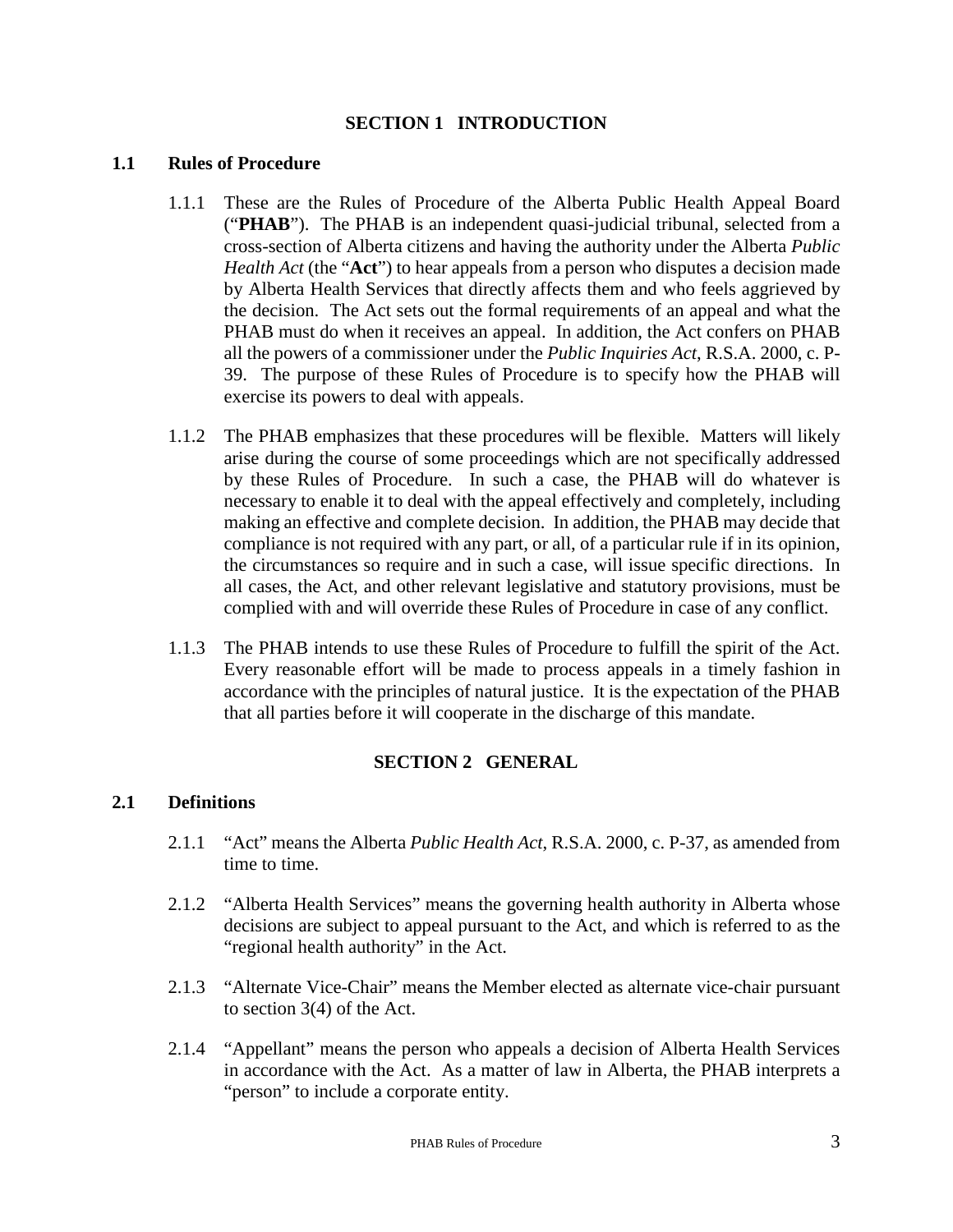# SECTION 1 INTRODUCTION

## 1.1 Rules of Procedure

1.1.1 These are the Rules of Procedure of the Alberta Public Health Appeal Board ("**PHAB**"). The PHAB is an independent quasi-judicial tribunal, selected from a cross-section of Alberta citizens and having the authority under the Alberta *Public Health Act* (the "**Act**") to hear appeals from a person who disputes a decision made by Alberta Health Services that directly affects them and who feels aggrieved by the decision. The Act sets out the formal requirements of an appeal and what the PHAB must do when it receives an appeal. In addition, the Act confers on PHAB all the powers of a commissioner under the *Public Inquiries Act*, R.S.A. 2000, c. P-39. The purpose of these Rules of Procedure is to specify how the PHAB will exercise its powers to deal with appeals.

1.1.2 The PHAB emphasizes that these procedures will be flexible. Matters will likely arise during the course of some proceedings which are not specifically addressed by these Rules of Procedure. In such a case, the PHAB will do whatever is necessary to enable it to deal with the appeal effectively and completely, including making an effective and complete decision. In addition, the PHAB may decide that compliance is not required with any part, or all, of a particular rule if in its opinion, the circumstances so require and in such a case, will issue specific directions. In all cases, the Act, and other relevant legislative and statutory provisions, must be complied with and will override these Rules of Procedure in case of any conflict.

1.1.3 The PHAB intends to use these Rules of Procedure to fulfill the spirit of the Act. Every reasonable effort will be made to process appeals in a timely fashion in accordance with the principles of natural justice. It is the expectation of the PHAB that all parties before it will cooperate in the discharge of this mandate.

# SECTION 2 GENERAL

## 2.1 Definitions

2.1.1 "Act" means the Alberta *Public Health Act*, R.S.A. 2000, c. P-37, as amended from time to time.

2.1.2 "Alberta Health Services" means the governing health authority in Alberta whose decisions are subject to appeal pursuant to the Act, and which is referred to as the "regional health authority" in the Act.

2.1.3 "Alternate Vice-Chair" means the Member elected as alternate vice-chair pursuant to section 3(4) of the Act.

2.1.4 "Appellant" means the person who appeals a decision of Alberta Health Services in accordance with the Act. As a matter of law in Alberta, the PHAB interprets a "person" to include a corporate entity.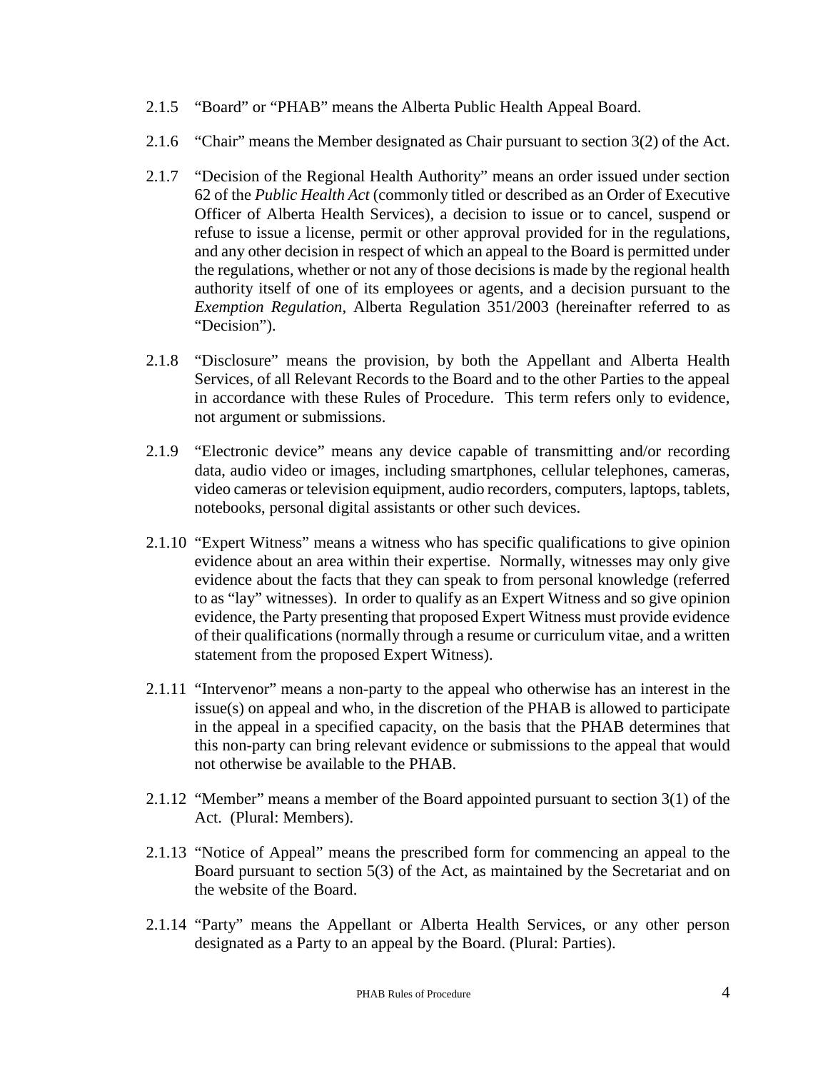2.1.5 "Board" or "PHAB" means the Alberta Public Health Appeal Board.

2.1.6 "Chair" means the Member designated as Chair pursuant to section 3(2) of the Act.

2.1.7 "Decision of the Regional Health Authority" means an order issued under section 62 of the *Public Health Act* (commonly titled or described as an Order of Executive Officer of Alberta Health Services), a decision to issue or to cancel, suspend or refuse to issue a license, permit or other approval provided for in the regulations, and any other decision in respect of which an appeal to the Board is permitted under the regulations, whether or not any of those decisions is made by the regional health authority itself of one of its employees or agents, and a decision pursuant to the *Exemption Regulation*, Alberta Regulation 351/2003 (hereinafter referred to as "Decision").

2.1.8 "Disclosure" means the provision, by both the Appellant and Alberta Health Services, of all Relevant Records to the Board and to the other Parties to the appeal in accordance with these Rules of Procedure. This term refers only to evidence, not argument or submissions.

2.1.9 "Electronic device" means any device capable of transmitting and/or recording data, audio video or images, including smartphones, cellular telephones, cameras, video cameras or television equipment, audio recorders, computers, laptops, tablets, notebooks, personal digital assistants or other such devices.

2.1.10 "Expert Witness" means a witness who has specific qualifications to give opinion evidence about an area within their expertise. Normally, witnesses may only give evidence about the facts that they can speak to from personal knowledge (referred to as "lay" witnesses). In order to qualify as an Expert Witness and so give opinion evidence, the Party presenting that proposed Expert Witness must provide evidence of their qualifications (normally through a resume or curriculum vitae, and a written statement from the proposed Expert Witness).

2.1.11 "Intervenor" means a non-party to the appeal who otherwise has an interest in the issue(s) on appeal and who, in the discretion of the PHAB is allowed to participate in the appeal in a specified capacity, on the basis that the PHAB determines that this non-party can bring relevant evidence or submissions to the appeal that would not otherwise be available to the PHAB.

2.1.12 "Member" means a member of the Board appointed pursuant to section 3(1) of the Act. (Plural: Members).

2.1.13 "Notice of Appeal" means the prescribed form for commencing an appeal to the Board pursuant to section 5(3) of the Act, as maintained by the Secretariat and on the website of the Board.

2.1.14 "Party" means the Appellant or Alberta Health Services, or any other person designated as a Party to an appeal by the Board. (Plural: Parties).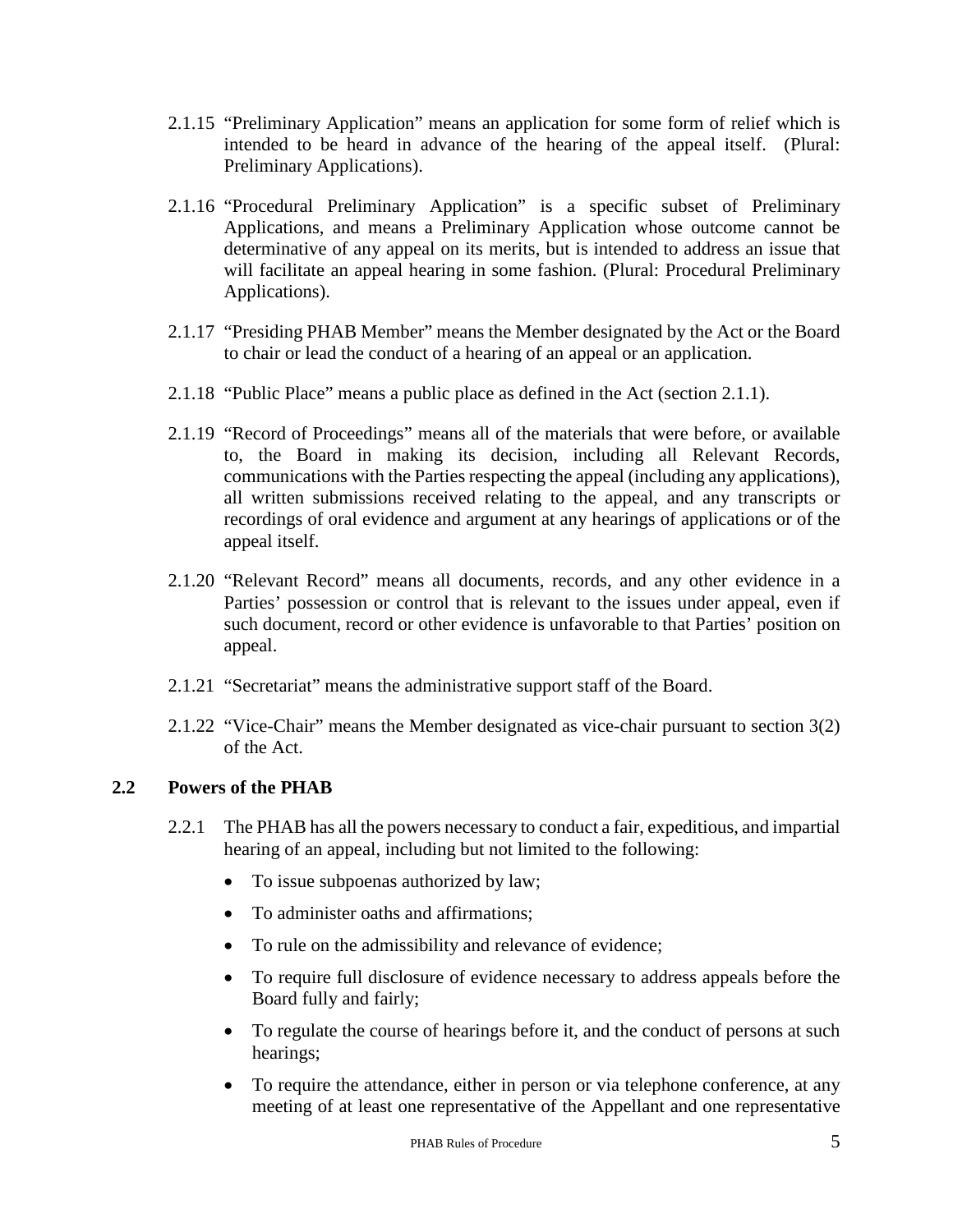2.1.15 "Preliminary Application" means an application for some form of relief which is intended to be heard in advance of the hearing of the appeal itself. (Plural: Preliminary Applications).

2.1.16 "Procedural Preliminary Application" is a specific subset of Preliminary Applications, and means a Preliminary Application whose outcome cannot be determinative of any appeal on its merits, but is intended to address an issue that will facilitate an appeal hearing in some fashion. (Plural: Procedural Preliminary Applications).

2.1.17 "Presiding PHAB Member" means the Member designated by the Act or the Board to chair or lead the conduct of a hearing of an appeal or an application.

2.1.18 "Public Place" means a public place as defined in the Act (section 2.1.1).

2.1.19 "Record of Proceedings" means all of the materials that were before, or available to, the Board in making its decision, including all Relevant Records, communications with the Parties respecting the appeal (including any applications), all written submissions received relating to the appeal, and any transcripts or recordings of oral evidence and argument at any hearings of applications or of the appeal itself.

2.1.20 "Relevant Record" means all documents, records, and any other evidence in a Parties' possession or control that is relevant to the issues under appeal, even if such document, record or other evidence is unfavorable to that Parties' position on appeal.

2.1.21 "Secretariat" means the administrative support staff of the Board.

2.1.22 "Vice-Chair" means the Member designated as vice-chair pursuant to section 3(2) of the Act.

## 2.2 Powers of the PHAB

2.2.1 The PHAB has all the powers necessary to conduct a fair, expeditious, and impartial hearing of an appeal, including but not limited to the following:

- To issue subpoenas authorized by law;
- To administer oaths and affirmations;
- To rule on the admissibility and relevance of evidence;
- To require full disclosure of evidence necessary to address appeals before the Board fully and fairly;
- To regulate the course of hearings before it, and the conduct of persons at such hearings;
- To require the attendance, either in person or via telephone conference, at any meeting of at least one representative of the Appellant and one representative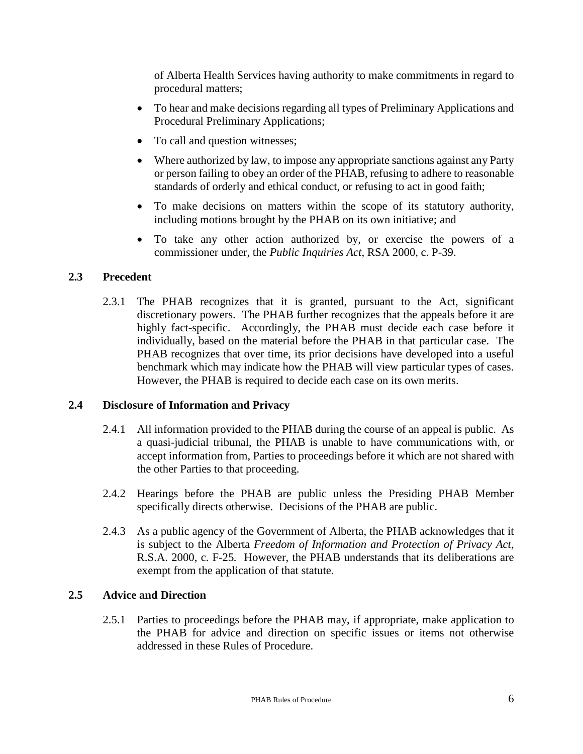of Alberta Health Services having authority to make commitments in regard to procedural matters;

- To hear and make decisions regarding all types of Preliminary Applications and Procedural Preliminary Applications;
- To call and question witnesses;
- Where authorized by law, to impose any appropriate sanctions against any Party or person failing to obey an order of the PHAB, refusing to adhere to reasonable standards of orderly and ethical conduct, or refusing to act in good faith;
- To make decisions on matters within the scope of its statutory authority, including motions brought by the PHAB on its own initiative; and
- To take any other action authorized by, or exercise the powers of a commissioner under, the *Public Inquiries Act*, RSA 2000, c. P-39.

### 2.3 Precedent

2.3.1 The PHAB recognizes that it is granted, pursuant to the Act, significant discretionary powers. The PHAB further recognizes that the appeals before it are highly fact-specific. Accordingly, the PHAB must decide each case before it individually, based on the material before the PHAB in that particular case. The PHAB recognizes that over time, its prior decisions have developed into a useful benchmark which may indicate how the PHAB will view particular types of cases. However, the PHAB is required to decide each case on its own merits.

### 2.4 Disclosure of Information and Privacy

2.4.1 All information provided to the PHAB during the course of an appeal is public. As a quasi-judicial tribunal, the PHAB is unable to have communications with, or accept information from, Parties to proceedings before it which are not shared with the other Parties to that proceeding.

2.4.2 Hearings before the PHAB are public unless the Presiding PHAB Member specifically directs otherwise. Decisions of the PHAB are public.

2.4.3 As a public agency of the Government of Alberta, the PHAB acknowledges that it is subject to the Alberta *Freedom of Information and Protection of Privacy Act*, R.S.A. 2000, c. F-25*.* However, the PHAB understands that its deliberations are exempt from the application of that statute.

### 2.5 Advice and Direction

2.5.1 Parties to proceedings before the PHAB may, if appropriate, make application to the PHAB for advice and direction on specific issues or items not otherwise addressed in these Rules of Procedure.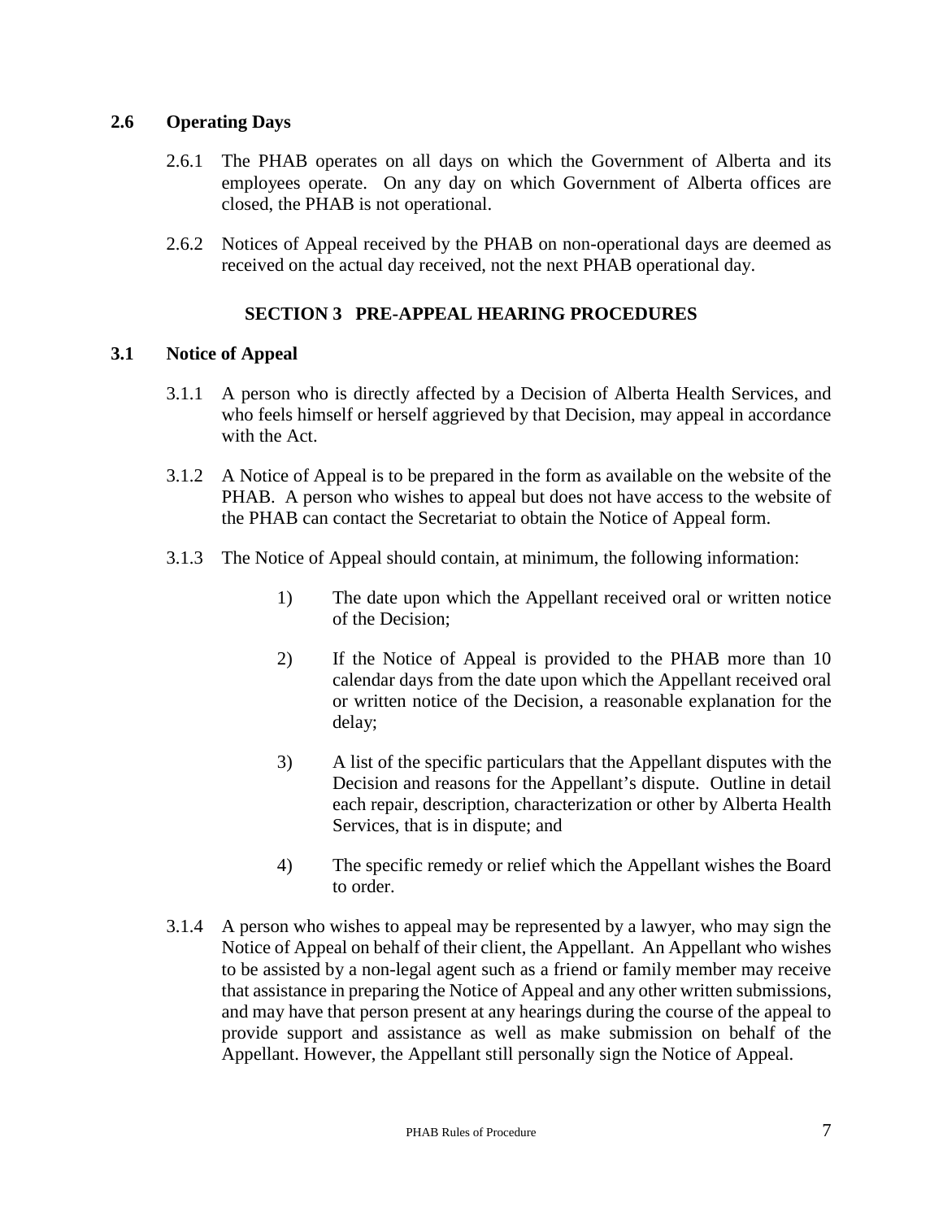### 2.6 Operating Days

2.6.1 The PHAB operates on all days on which the Government of Alberta and its employees operate. On any day on which Government of Alberta offices are closed, the PHAB is not operational.

2.6.2 Notices of Appeal received by the PHAB on non-operational days are deemed as received on the actual day received, not the next PHAB operational day.

## SECTION 3 PRE-APPEAL HEARING PROCEDURES

### 3.1 Notice of Appeal

3.1.1 A person who is directly affected by a Decision of Alberta Health Services, and who feels himself or herself aggrieved by that Decision, may appeal in accordance with the Act.

3.1.2 A Notice of Appeal is to be prepared in the form as available on the website of the PHAB. A person who wishes to appeal but does not have access to the website of the PHAB can contact the Secretariat to obtain the Notice of Appeal form.

3.1.3 The Notice of Appeal should contain, at minimum, the following information:

1) The date upon which the Appellant received oral or written notice of the Decision;

2) If the Notice of Appeal is provided to the PHAB more than 10 calendar days from the date upon which the Appellant received oral or written notice of the Decision, a reasonable explanation for the delay;

3) A list of the specific particulars that the Appellant disputes with the Decision and reasons for the Appellant's dispute. Outline in detail each repair, description, characterization or other by Alberta Health Services, that is in dispute; and

4) The specific remedy or relief which the Appellant wishes the Board to order.

3.1.4 A person who wishes to appeal may be represented by a lawyer, who may sign the Notice of Appeal on behalf of their client, the Appellant. An Appellant who wishes to be assisted by a non-legal agent such as a friend or family member may receive that assistance in preparing the Notice of Appeal and any other written submissions, and may have that person present at any hearings during the course of the appeal to provide support and assistance as well as make submission on behalf of the Appellant. However, the Appellant still personally sign the Notice of Appeal.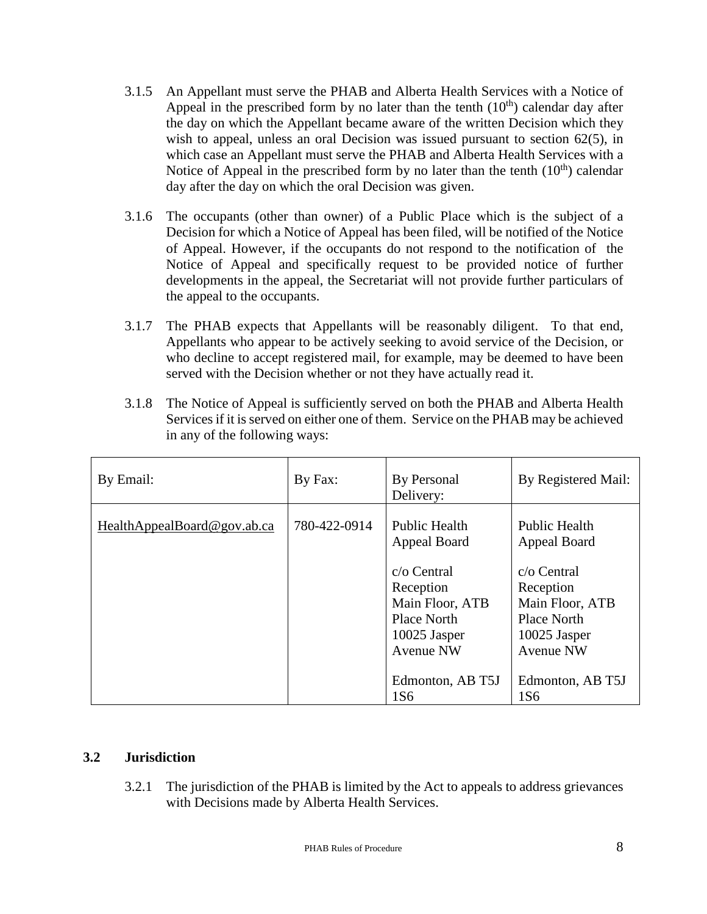3.1.5 An Appellant must serve the PHAB and Alberta Health Services with a Notice of Appeal in the prescribed form by no later than the tenth ($10^{th}$) calendar day after the day on which the Appellant became aware of the written Decision which they wish to appeal, unless an oral Decision was issued pursuant to section 62(5), in which case an Appellant must serve the PHAB and Alberta Health Services with a Notice of Appeal in the prescribed form by no later than the tenth ($10^{th}$) calendar day after the day on which the oral Decision was given.

3.1.6 The occupants (other than owner) of a Public Place which is the subject of a Decision for which a Notice of Appeal has been filed, will be notified of the Notice of Appeal. However, if the occupants do not respond to the notification of the Notice of Appeal and specifically request to be provided notice of further developments in the appeal, the Secretariat will not provide further particulars of the appeal to the occupants.

3.1.7 The PHAB expects that Appellants will be reasonably diligent. To that end, Appellants who appear to be actively seeking to avoid service of the Decision, or who decline to accept registered mail, for example, may be deemed to have been served with the Decision whether or not they have actually read it.

3.1.8 The Notice of Appeal is sufficiently served on both the PHAB and Alberta Health Services if it is served on either one of them. Service on the PHAB may be achieved in any of the following ways:

| By Email: | By Fax: | By Personal Delivery: | By Registered Mail: |
|---|---|---|---|
| HealthAppealBoard@gov.ab.ca | 780-422-0914 | Public Health Appeal Board<br><br>c/o Central Reception Main Floor, ATB Place North 10025 Jasper Avenue NW<br><br>Edmonton, AB T5J 1S6 | Public Health Appeal Board<br><br>c/o Central Reception Main Floor, ATB Place North 10025 Jasper Avenue NW<br><br>Edmonton, AB T5J 1S6 |

### 3.2 Jurisdiction

3.2.1 The jurisdiction of the PHAB is limited by the Act to appeals to address grievances with Decisions made by Alberta Health Services.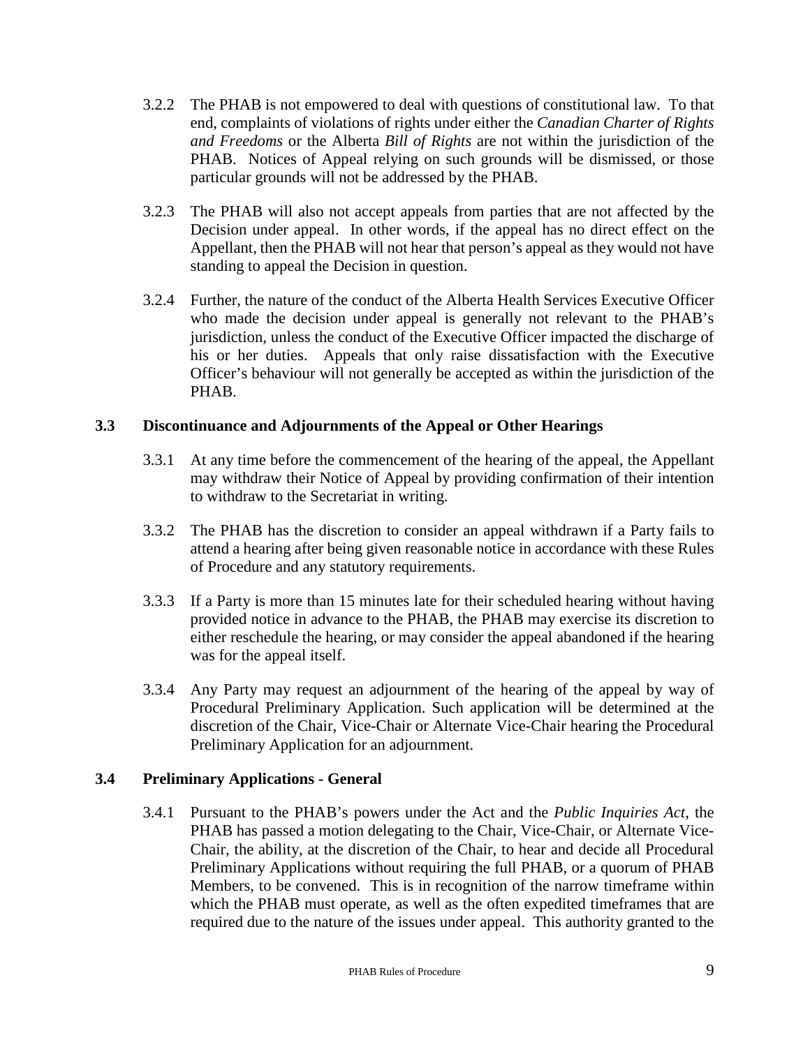3.2.2 The PHAB is not empowered to deal with questions of constitutional law. To that end, complaints of violations of rights under either the *Canadian Charter of Rights and Freedoms* or the Alberta *Bill of Rights* are not within the jurisdiction of the PHAB. Notices of Appeal relying on such grounds will be dismissed, or those particular grounds will not be addressed by the PHAB.

3.2.3 The PHAB will also not accept appeals from parties that are not affected by the Decision under appeal. In other words, if the appeal has no direct effect on the Appellant, then the PHAB will not hear that person's appeal as they would not have standing to appeal the Decision in question.

3.2.4 Further, the nature of the conduct of the Alberta Health Services Executive Officer who made the decision under appeal is generally not relevant to the PHAB's jurisdiction, unless the conduct of the Executive Officer impacted the discharge of his or her duties. Appeals that only raise dissatisfaction with the Executive Officer's behaviour will not generally be accepted as within the jurisdiction of the PHAB.

### 3.3 Discontinuance and Adjournments of the Appeal or Other Hearings

3.3.1 At any time before the commencement of the hearing of the appeal, the Appellant may withdraw their Notice of Appeal by providing confirmation of their intention to withdraw to the Secretariat in writing.

3.3.2 The PHAB has the discretion to consider an appeal withdrawn if a Party fails to attend a hearing after being given reasonable notice in accordance with these Rules of Procedure and any statutory requirements.

3.3.3 If a Party is more than 15 minutes late for their scheduled hearing without having provided notice in advance to the PHAB, the PHAB may exercise its discretion to either reschedule the hearing, or may consider the appeal abandoned if the hearing was for the appeal itself.

3.3.4 Any Party may request an adjournment of the hearing of the appeal by way of Procedural Preliminary Application. Such application will be determined at the discretion of the Chair, Vice-Chair or Alternate Vice-Chair hearing the Procedural Preliminary Application for an adjournment.

### 3.4 Preliminary Applications - General

3.4.1 Pursuant to the PHAB's powers under the Act and the *Public Inquiries Act*, the PHAB has passed a motion delegating to the Chair, Vice-Chair, or Alternate Vice-Chair, the ability, at the discretion of the Chair, to hear and decide all Procedural Preliminary Applications without requiring the full PHAB, or a quorum of PHAB Members, to be convened. This is in recognition of the narrow timeframe within which the PHAB must operate, as well as the often expedited timeframes that are required due to the nature of the issues under appeal. This authority granted to the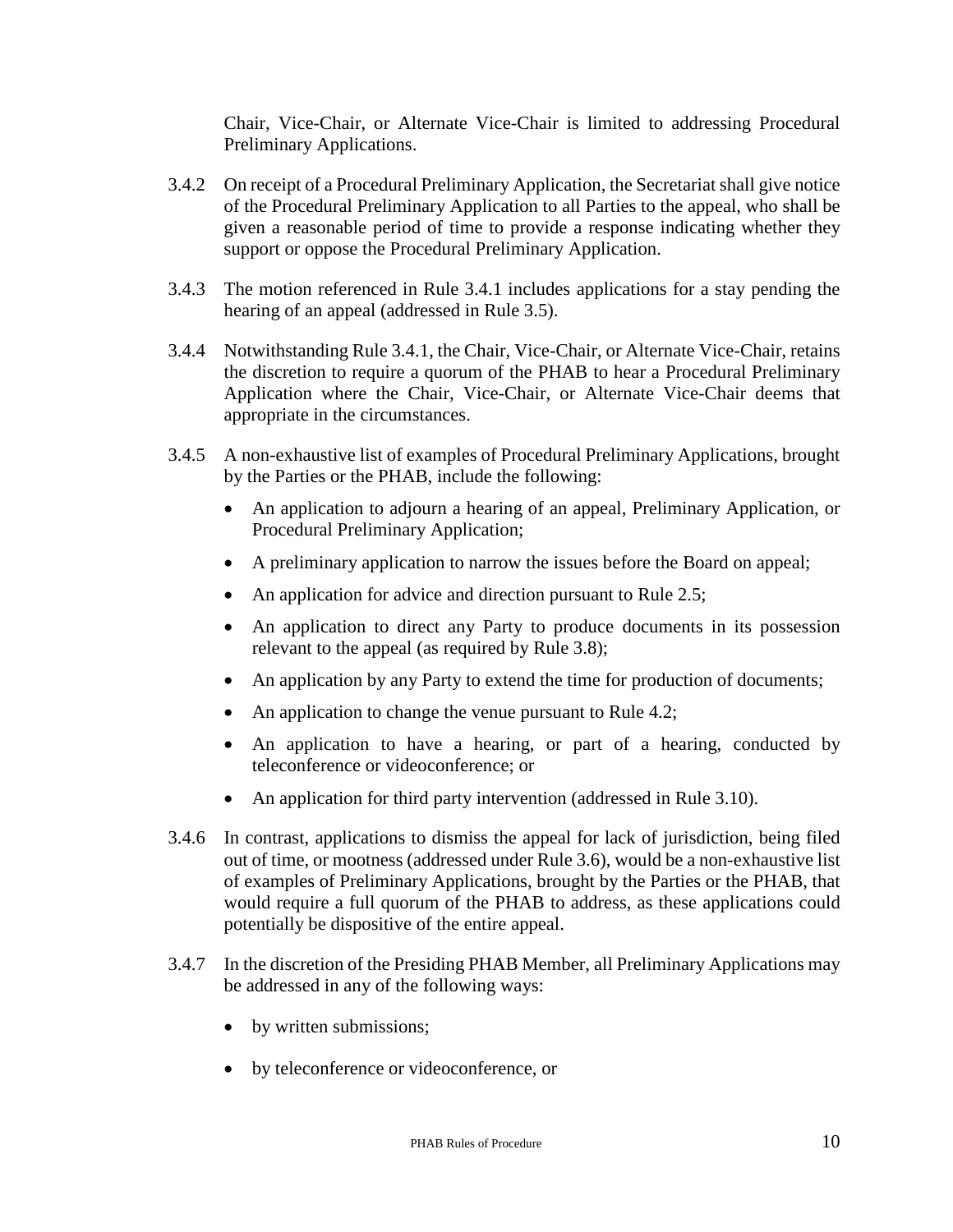Chair, Vice-Chair, or Alternate Vice-Chair is limited to addressing Procedural Preliminary Applications.

3.4.2 On receipt of a Procedural Preliminary Application, the Secretariat shall give notice of the Procedural Preliminary Application to all Parties to the appeal, who shall be given a reasonable period of time to provide a response indicating whether they support or oppose the Procedural Preliminary Application.

3.4.3 The motion referenced in Rule 3.4.1 includes applications for a stay pending the hearing of an appeal (addressed in Rule 3.5).

3.4.4 Notwithstanding Rule 3.4.1, the Chair, Vice-Chair, or Alternate Vice-Chair, retains the discretion to require a quorum of the PHAB to hear a Procedural Preliminary Application where the Chair, Vice-Chair, or Alternate Vice-Chair deems that appropriate in the circumstances.

3.4.5 A non-exhaustive list of examples of Procedural Preliminary Applications, brought by the Parties or the PHAB, include the following:

- An application to adjourn a hearing of an appeal, Preliminary Application, or Procedural Preliminary Application;
- A preliminary application to narrow the issues before the Board on appeal;
- An application for advice and direction pursuant to Rule 2.5;
- An application to direct any Party to produce documents in its possession relevant to the appeal (as required by Rule 3.8);
- An application by any Party to extend the time for production of documents;
- An application to change the venue pursuant to Rule 4.2;
- An application to have a hearing, or part of a hearing, conducted by teleconference or videoconference; or
- An application for third party intervention (addressed in Rule 3.10).

3.4.6 In contrast, applications to dismiss the appeal for lack of jurisdiction, being filed out of time, or mootness (addressed under Rule 3.6), would be a non-exhaustive list of examples of Preliminary Applications, brought by the Parties or the PHAB, that would require a full quorum of the PHAB to address, as these applications could potentially be dispositive of the entire appeal.

3.4.7 In the discretion of the Presiding PHAB Member, all Preliminary Applications may be addressed in any of the following ways:

- by written submissions;
- by teleconference or videoconference, or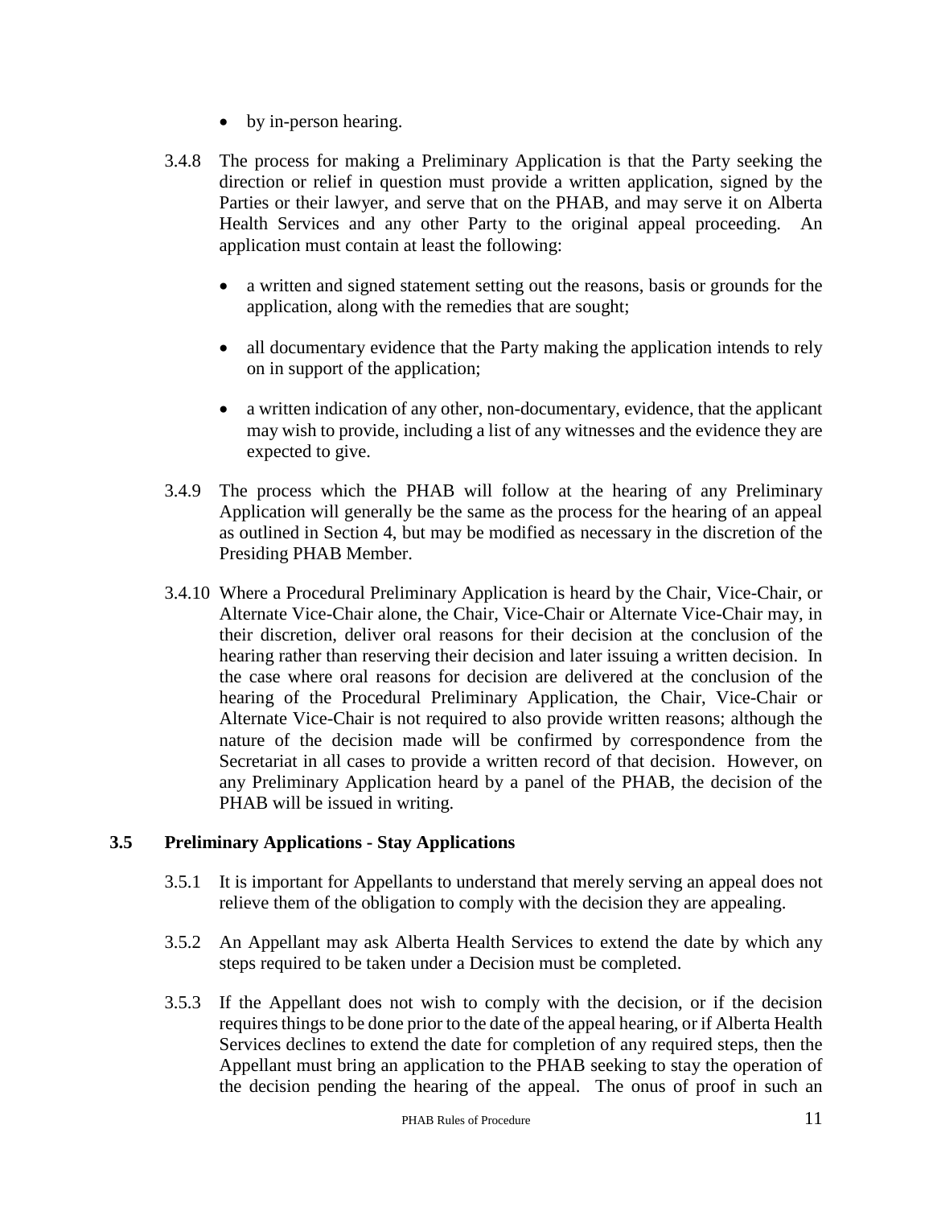- by in-person hearing.

3.4.8 The process for making a Preliminary Application is that the Party seeking the direction or relief in question must provide a written application, signed by the Parties or their lawyer, and serve that on the PHAB, and may serve it on Alberta Health Services and any other Party to the original appeal proceeding. An application must contain at least the following:

- a written and signed statement setting out the reasons, basis or grounds for the application, along with the remedies that are sought;
- all documentary evidence that the Party making the application intends to rely on in support of the application;
- a written indication of any other, non-documentary, evidence, that the applicant may wish to provide, including a list of any witnesses and the evidence they are expected to give.

3.4.9 The process which the PHAB will follow at the hearing of any Preliminary Application will generally be the same as the process for the hearing of an appeal as outlined in Section 4, but may be modified as necessary in the discretion of the Presiding PHAB Member.

3.4.10 Where a Procedural Preliminary Application is heard by the Chair, Vice-Chair, or Alternate Vice-Chair alone, the Chair, Vice-Chair or Alternate Vice-Chair may, in their discretion, deliver oral reasons for their decision at the conclusion of the hearing rather than reserving their decision and later issuing a written decision. In the case where oral reasons for decision are delivered at the conclusion of the hearing of the Procedural Preliminary Application, the Chair, Vice-Chair or Alternate Vice-Chair is not required to also provide written reasons; although the nature of the decision made will be confirmed by correspondence from the Secretariat in all cases to provide a written record of that decision. However, on any Preliminary Application heard by a panel of the PHAB, the decision of the PHAB will be issued in writing.

### 3.5 Preliminary Applications - Stay Applications

3.5.1 It is important for Appellants to understand that merely serving an appeal does not relieve them of the obligation to comply with the decision they are appealing.

3.5.2 An Appellant may ask Alberta Health Services to extend the date by which any steps required to be taken under a Decision must be completed.

3.5.3 If the Appellant does not wish to comply with the decision, or if the decision requires things to be done prior to the date of the appeal hearing, or if Alberta Health Services declines to extend the date for completion of any required steps, then the Appellant must bring an application to the PHAB seeking to stay the operation of the decision pending the hearing of the appeal. The onus of proof in such an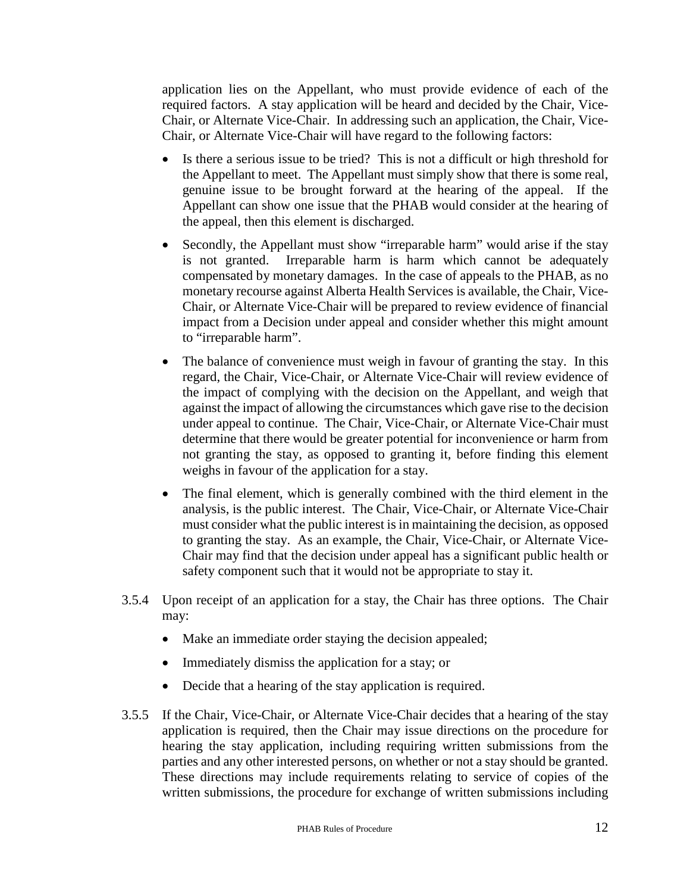application lies on the Appellant, who must provide evidence of each of the required factors. A stay application will be heard and decided by the Chair, Vice-Chair, or Alternate Vice-Chair. In addressing such an application, the Chair, Vice-Chair, or Alternate Vice-Chair will have regard to the following factors:

- Is there a serious issue to be tried? This is not a difficult or high threshold for the Appellant to meet. The Appellant must simply show that there is some real, genuine issue to be brought forward at the hearing of the appeal. If the Appellant can show one issue that the PHAB would consider at the hearing of the appeal, then this element is discharged.
- Secondly, the Appellant must show "irreparable harm" would arise if the stay is not granted. Irreparable harm is harm which cannot be adequately compensated by monetary damages. In the case of appeals to the PHAB, as no monetary recourse against Alberta Health Services is available, the Chair, Vice-Chair, or Alternate Vice-Chair will be prepared to review evidence of financial impact from a Decision under appeal and consider whether this might amount to "irreparable harm".
- The balance of convenience must weigh in favour of granting the stay. In this regard, the Chair, Vice-Chair, or Alternate Vice-Chair will review evidence of the impact of complying with the decision on the Appellant, and weigh that against the impact of allowing the circumstances which gave rise to the decision under appeal to continue. The Chair, Vice-Chair, or Alternate Vice-Chair must determine that there would be greater potential for inconvenience or harm from not granting the stay, as opposed to granting it, before finding this element weighs in favour of the application for a stay.
- The final element, which is generally combined with the third element in the analysis, is the public interest. The Chair, Vice-Chair, or Alternate Vice-Chair must consider what the public interest is in maintaining the decision, as opposed to granting the stay. As an example, the Chair, Vice-Chair, or Alternate Vice-Chair may find that the decision under appeal has a significant public health or safety component such that it would not be appropriate to stay it.

3.5.4 Upon receipt of an application for a stay, the Chair has three options. The Chair may:

- Make an immediate order staying the decision appealed;
- Immediately dismiss the application for a stay; or
- Decide that a hearing of the stay application is required.

3.5.5 If the Chair, Vice-Chair, or Alternate Vice-Chair decides that a hearing of the stay application is required, then the Chair may issue directions on the procedure for hearing the stay application, including requiring written submissions from the parties and any other interested persons, on whether or not a stay should be granted. These directions may include requirements relating to service of copies of the written submissions, the procedure for exchange of written submissions including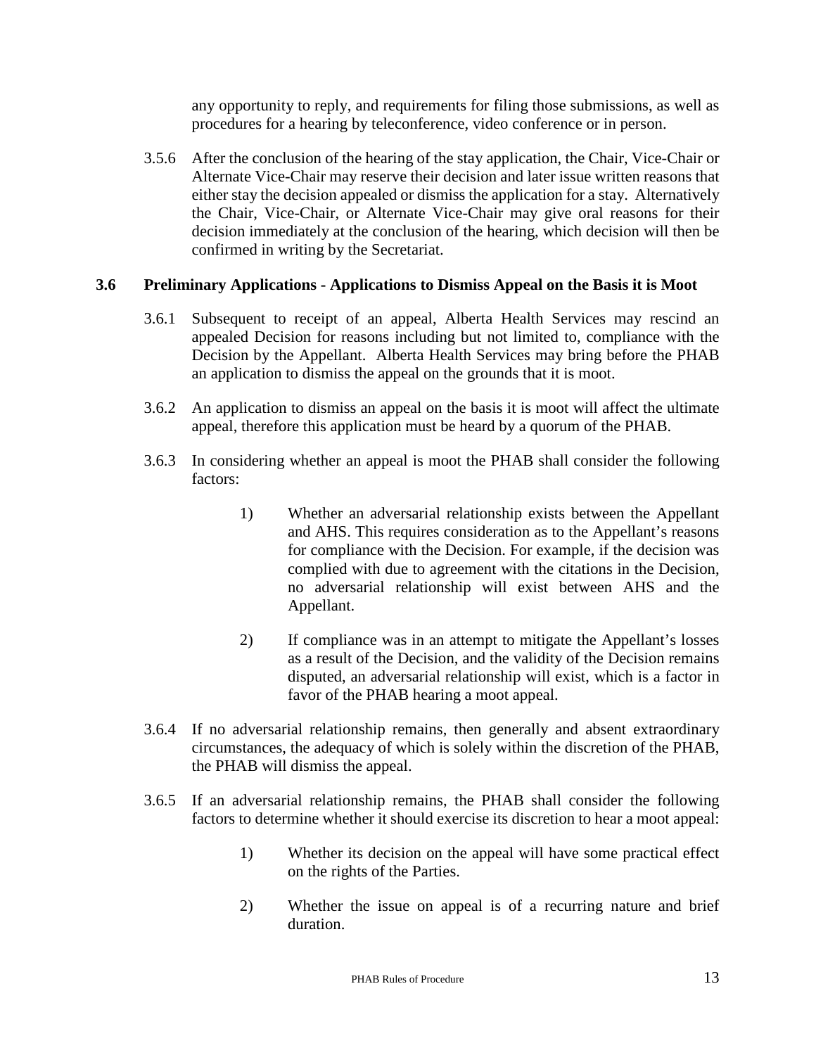any opportunity to reply, and requirements for filing those submissions, as well as procedures for a hearing by teleconference, video conference or in person.

3.5.6 After the conclusion of the hearing of the stay application, the Chair, Vice-Chair or Alternate Vice-Chair may reserve their decision and later issue written reasons that either stay the decision appealed or dismiss the application for a stay. Alternatively the Chair, Vice-Chair, or Alternate Vice-Chair may give oral reasons for their decision immediately at the conclusion of the hearing, which decision will then be confirmed in writing by the Secretariat.

### 3.6 Preliminary Applications - Applications to Dismiss Appeal on the Basis it is Moot

3.6.1 Subsequent to receipt of an appeal, Alberta Health Services may rescind an appealed Decision for reasons including but not limited to, compliance with the Decision by the Appellant. Alberta Health Services may bring before the PHAB an application to dismiss the appeal on the grounds that it is moot.

3.6.2 An application to dismiss an appeal on the basis it is moot will affect the ultimate appeal, therefore this application must be heard by a quorum of the PHAB.

3.6.3 In considering whether an appeal is moot the PHAB shall consider the following factors:

1) Whether an adversarial relationship exists between the Appellant and AHS. This requires consideration as to the Appellant's reasons for compliance with the Decision. For example, if the decision was complied with due to agreement with the citations in the Decision, no adversarial relationship will exist between AHS and the Appellant.

2) If compliance was in an attempt to mitigate the Appellant's losses as a result of the Decision, and the validity of the Decision remains disputed, an adversarial relationship will exist, which is a factor in favor of the PHAB hearing a moot appeal.

3.6.4 If no adversarial relationship remains, then generally and absent extraordinary circumstances, the adequacy of which is solely within the discretion of the PHAB, the PHAB will dismiss the appeal.

3.6.5 If an adversarial relationship remains, the PHAB shall consider the following factors to determine whether it should exercise its discretion to hear a moot appeal:

1) Whether its decision on the appeal will have some practical effect on the rights of the Parties.

2) Whether the issue on appeal is of a recurring nature and brief duration.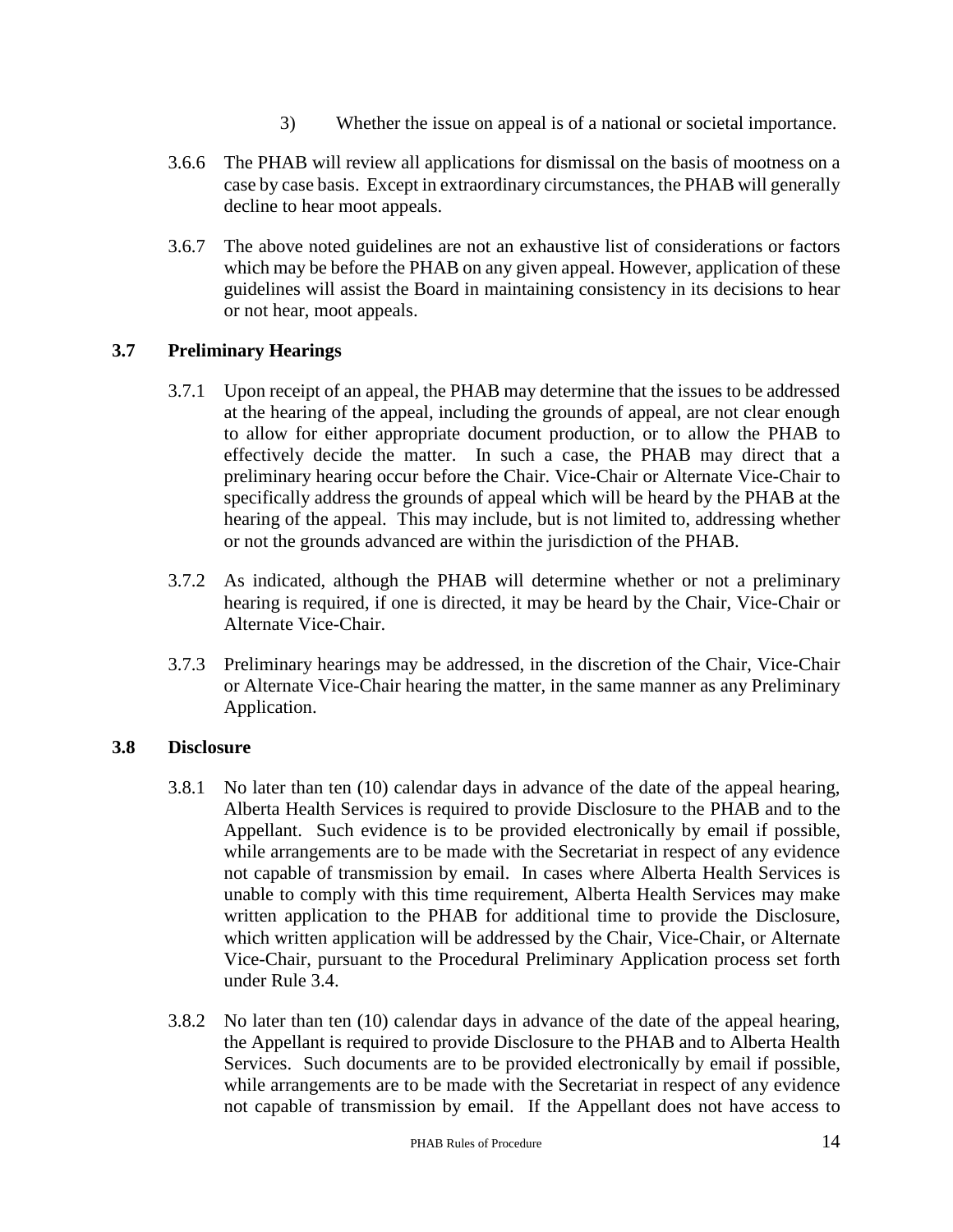3) Whether the issue on appeal is of a national or societal importance.

3.6.6 The PHAB will review all applications for dismissal on the basis of mootness on a case by case basis. Except in extraordinary circumstances, the PHAB will generally decline to hear moot appeals.

3.6.7 The above noted guidelines are not an exhaustive list of considerations or factors which may be before the PHAB on any given appeal. However, application of these guidelines will assist the Board in maintaining consistency in its decisions to hear or not hear, moot appeals.

### 3.7 Preliminary Hearings

3.7.1 Upon receipt of an appeal, the PHAB may determine that the issues to be addressed at the hearing of the appeal, including the grounds of appeal, are not clear enough to allow for either appropriate document production, or to allow the PHAB to effectively decide the matter. In such a case, the PHAB may direct that a preliminary hearing occur before the Chair. Vice-Chair or Alternate Vice-Chair to specifically address the grounds of appeal which will be heard by the PHAB at the hearing of the appeal. This may include, but is not limited to, addressing whether or not the grounds advanced are within the jurisdiction of the PHAB.

3.7.2 As indicated, although the PHAB will determine whether or not a preliminary hearing is required, if one is directed, it may be heard by the Chair, Vice-Chair or Alternate Vice-Chair.

3.7.3 Preliminary hearings may be addressed, in the discretion of the Chair, Vice-Chair or Alternate Vice-Chair hearing the matter, in the same manner as any Preliminary Application.

### 3.8 Disclosure

3.8.1 No later than ten (10) calendar days in advance of the date of the appeal hearing, Alberta Health Services is required to provide Disclosure to the PHAB and to the Appellant. Such evidence is to be provided electronically by email if possible, while arrangements are to be made with the Secretariat in respect of any evidence not capable of transmission by email. In cases where Alberta Health Services is unable to comply with this time requirement, Alberta Health Services may make written application to the PHAB for additional time to provide the Disclosure, which written application will be addressed by the Chair, Vice-Chair, or Alternate Vice-Chair, pursuant to the Procedural Preliminary Application process set forth under Rule 3.4.

3.8.2 No later than ten (10) calendar days in advance of the date of the appeal hearing, the Appellant is required to provide Disclosure to the PHAB and to Alberta Health Services. Such documents are to be provided electronically by email if possible, while arrangements are to be made with the Secretariat in respect of any evidence not capable of transmission by email. If the Appellant does not have access to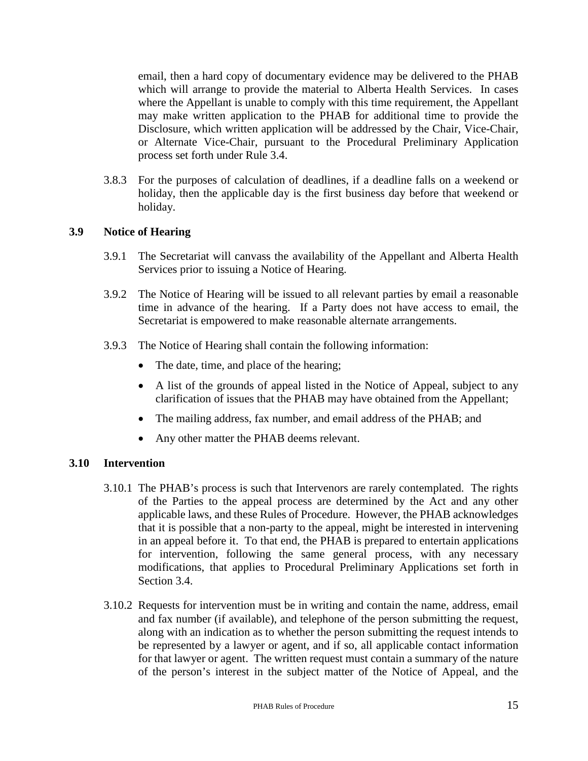email, then a hard copy of documentary evidence may be delivered to the PHAB which will arrange to provide the material to Alberta Health Services. In cases where the Appellant is unable to comply with this time requirement, the Appellant may make written application to the PHAB for additional time to provide the Disclosure, which written application will be addressed by the Chair, Vice-Chair, or Alternate Vice-Chair, pursuant to the Procedural Preliminary Application process set forth under Rule 3.4.

3.8.3 For the purposes of calculation of deadlines, if a deadline falls on a weekend or holiday, then the applicable day is the first business day before that weekend or holiday.

### 3.9 Notice of Hearing

3.9.1 The Secretariat will canvass the availability of the Appellant and Alberta Health Services prior to issuing a Notice of Hearing.

3.9.2 The Notice of Hearing will be issued to all relevant parties by email a reasonable time in advance of the hearing. If a Party does not have access to email, the Secretariat is empowered to make reasonable alternate arrangements.

3.9.3 The Notice of Hearing shall contain the following information:

- The date, time, and place of the hearing;
- A list of the grounds of appeal listed in the Notice of Appeal, subject to any clarification of issues that the PHAB may have obtained from the Appellant;
- The mailing address, fax number, and email address of the PHAB; and
- Any other matter the PHAB deems relevant.

### 3.10 Intervention

3.10.1 The PHAB's process is such that Intervenors are rarely contemplated. The rights of the Parties to the appeal process are determined by the Act and any other applicable laws, and these Rules of Procedure. However, the PHAB acknowledges that it is possible that a non-party to the appeal, might be interested in intervening in an appeal before it. To that end, the PHAB is prepared to entertain applications for intervention, following the same general process, with any necessary modifications, that applies to Procedural Preliminary Applications set forth in Section 3.4.

3.10.2 Requests for intervention must be in writing and contain the name, address, email and fax number (if available), and telephone of the person submitting the request, along with an indication as to whether the person submitting the request intends to be represented by a lawyer or agent, and if so, all applicable contact information for that lawyer or agent. The written request must contain a summary of the nature of the person's interest in the subject matter of the Notice of Appeal, and the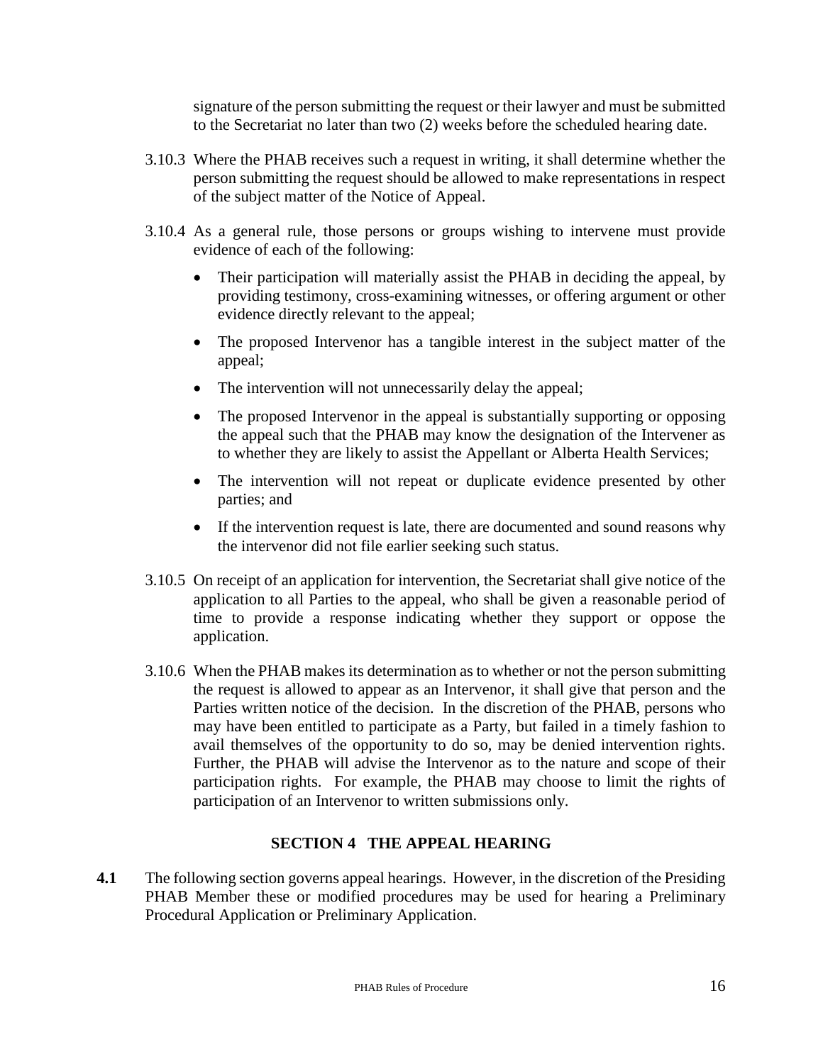signature of the person submitting the request or their lawyer and must be submitted to the Secretariat no later than two (2) weeks before the scheduled hearing date.

3.10.3 Where the PHAB receives such a request in writing, it shall determine whether the person submitting the request should be allowed to make representations in respect of the subject matter of the Notice of Appeal.

3.10.4 As a general rule, those persons or groups wishing to intervene must provide evidence of each of the following:

- Their participation will materially assist the PHAB in deciding the appeal, by providing testimony, cross-examining witnesses, or offering argument or other evidence directly relevant to the appeal;
- The proposed Intervenor has a tangible interest in the subject matter of the appeal;
- The intervention will not unnecessarily delay the appeal;
- The proposed Intervenor in the appeal is substantially supporting or opposing the appeal such that the PHAB may know the designation of the Intervener as to whether they are likely to assist the Appellant or Alberta Health Services;
- The intervention will not repeat or duplicate evidence presented by other parties; and
- If the intervention request is late, there are documented and sound reasons why the intervenor did not file earlier seeking such status.

3.10.5 On receipt of an application for intervention, the Secretariat shall give notice of the application to all Parties to the appeal, who shall be given a reasonable period of time to provide a response indicating whether they support or oppose the application.

3.10.6 When the PHAB makes its determination as to whether or not the person submitting the request is allowed to appear as an Intervenor, it shall give that person and the Parties written notice of the decision. In the discretion of the PHAB, persons who may have been entitled to participate as a Party, but failed in a timely fashion to avail themselves of the opportunity to do so, may be denied intervention rights. Further, the PHAB will advise the Intervenor as to the nature and scope of their participation rights. For example, the PHAB may choose to limit the rights of participation of an Intervenor to written submissions only.

## SECTION 4 THE APPEAL HEARING

**4.1** The following section governs appeal hearings. However, in the discretion of the Presiding PHAB Member these or modified procedures may be used for hearing a Preliminary Procedural Application or Preliminary Application.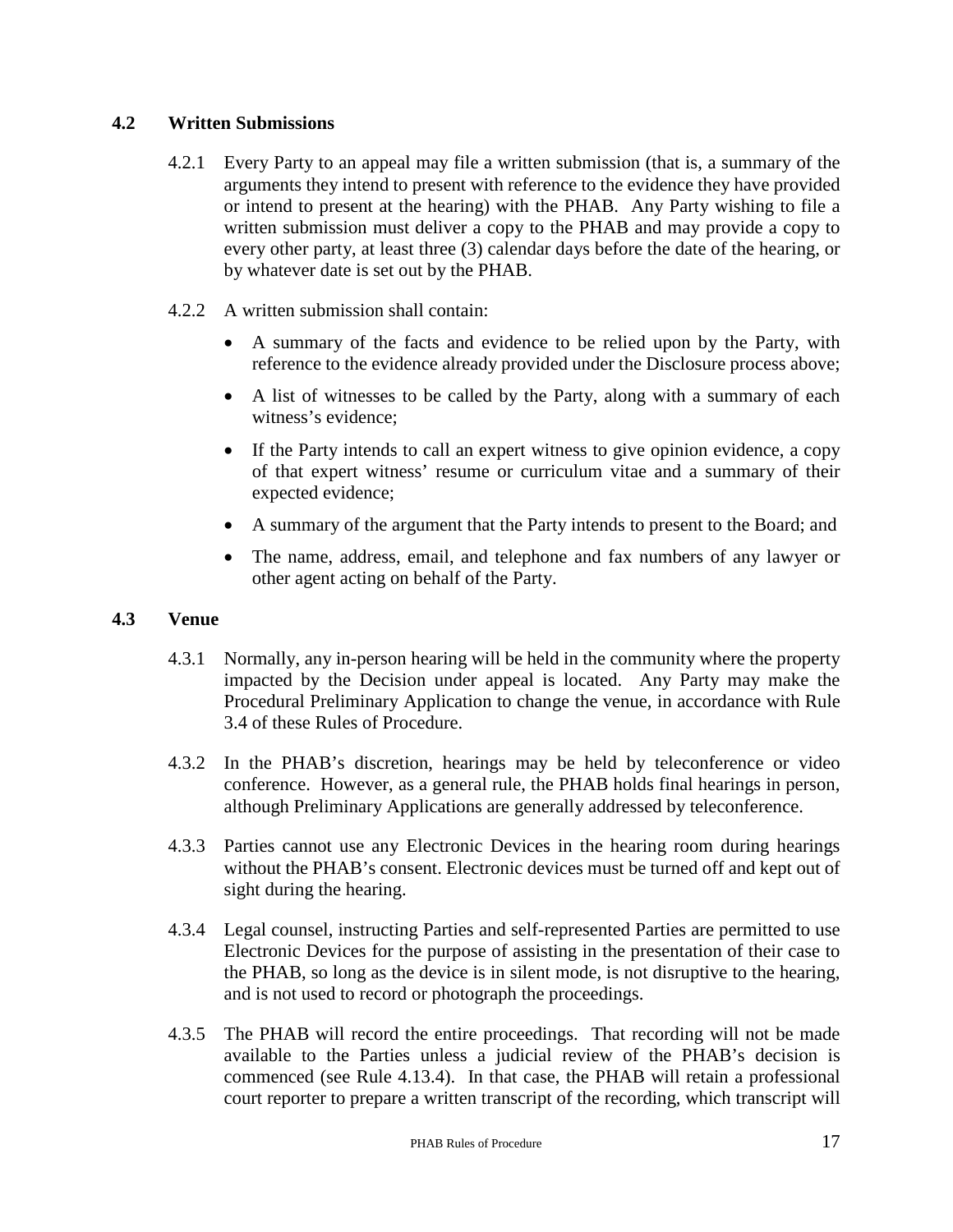### 4.2 Written Submissions

4.2.1 Every Party to an appeal may file a written submission (that is, a summary of the arguments they intend to present with reference to the evidence they have provided or intend to present at the hearing) with the PHAB. Any Party wishing to file a written submission must deliver a copy to the PHAB and may provide a copy to every other party, at least three (3) calendar days before the date of the hearing, or by whatever date is set out by the PHAB.

4.2.2 A written submission shall contain:

- A summary of the facts and evidence to be relied upon by the Party, with reference to the evidence already provided under the Disclosure process above;
- A list of witnesses to be called by the Party, along with a summary of each witness's evidence;
- If the Party intends to call an expert witness to give opinion evidence, a copy of that expert witness' resume or curriculum vitae and a summary of their expected evidence;
- A summary of the argument that the Party intends to present to the Board; and
- The name, address, email, and telephone and fax numbers of any lawyer or other agent acting on behalf of the Party.

### 4.3 Venue

4.3.1 Normally, any in-person hearing will be held in the community where the property impacted by the Decision under appeal is located. Any Party may make the Procedural Preliminary Application to change the venue, in accordance with Rule 3.4 of these Rules of Procedure.

4.3.2 In the PHAB's discretion, hearings may be held by teleconference or video conference. However, as a general rule, the PHAB holds final hearings in person, although Preliminary Applications are generally addressed by teleconference.

4.3.3 Parties cannot use any Electronic Devices in the hearing room during hearings without the PHAB's consent. Electronic devices must be turned off and kept out of sight during the hearing.

4.3.4 Legal counsel, instructing Parties and self-represented Parties are permitted to use Electronic Devices for the purpose of assisting in the presentation of their case to the PHAB, so long as the device is in silent mode, is not disruptive to the hearing, and is not used to record or photograph the proceedings.

4.3.5 The PHAB will record the entire proceedings. That recording will not be made available to the Parties unless a judicial review of the PHAB's decision is commenced (see Rule 4.13.4). In that case, the PHAB will retain a professional court reporter to prepare a written transcript of the recording, which transcript will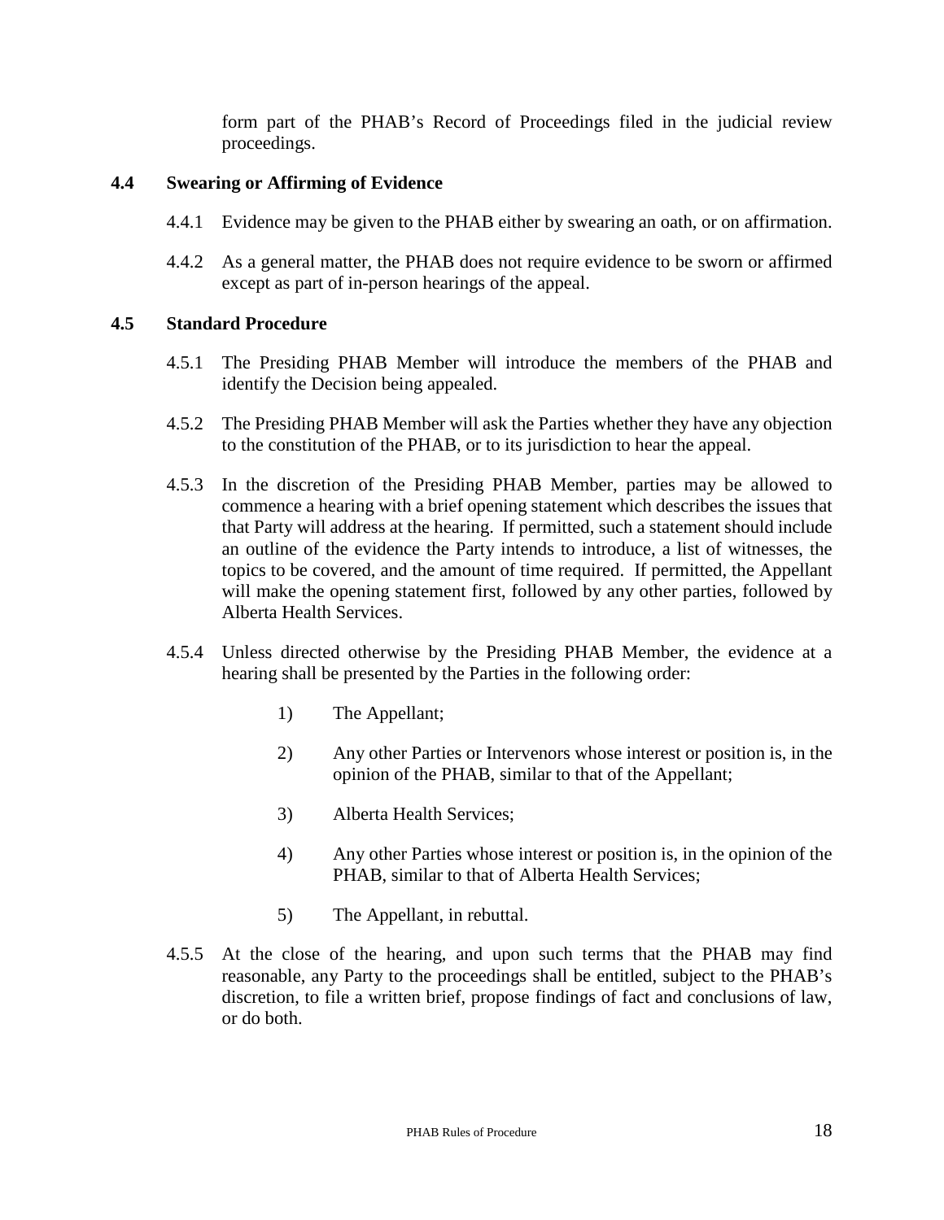form part of the PHAB's Record of Proceedings filed in the judicial review proceedings.

### 4.4 Swearing or Affirming of Evidence

4.4.1 Evidence may be given to the PHAB either by swearing an oath, or on affirmation.

4.4.2 As a general matter, the PHAB does not require evidence to be sworn or affirmed except as part of in-person hearings of the appeal.

### 4.5 Standard Procedure

4.5.1 The Presiding PHAB Member will introduce the members of the PHAB and identify the Decision being appealed.

4.5.2 The Presiding PHAB Member will ask the Parties whether they have any objection to the constitution of the PHAB, or to its jurisdiction to hear the appeal.

4.5.3 In the discretion of the Presiding PHAB Member, parties may be allowed to commence a hearing with a brief opening statement which describes the issues that that Party will address at the hearing. If permitted, such a statement should include an outline of the evidence the Party intends to introduce, a list of witnesses, the topics to be covered, and the amount of time required. If permitted, the Appellant will make the opening statement first, followed by any other parties, followed by Alberta Health Services.

4.5.4 Unless directed otherwise by the Presiding PHAB Member, the evidence at a hearing shall be presented by the Parties in the following order:

1) The Appellant;
2) Any other Parties or Intervenors whose interest or position is, in the opinion of the PHAB, similar to that of the Appellant;
3) Alberta Health Services;
4) Any other Parties whose interest or position is, in the opinion of the PHAB, similar to that of Alberta Health Services;
5) The Appellant, in rebuttal.

4.5.5 At the close of the hearing, and upon such terms that the PHAB may find reasonable, any Party to the proceedings shall be entitled, subject to the PHAB's discretion, to file a written brief, propose findings of fact and conclusions of law, or do both.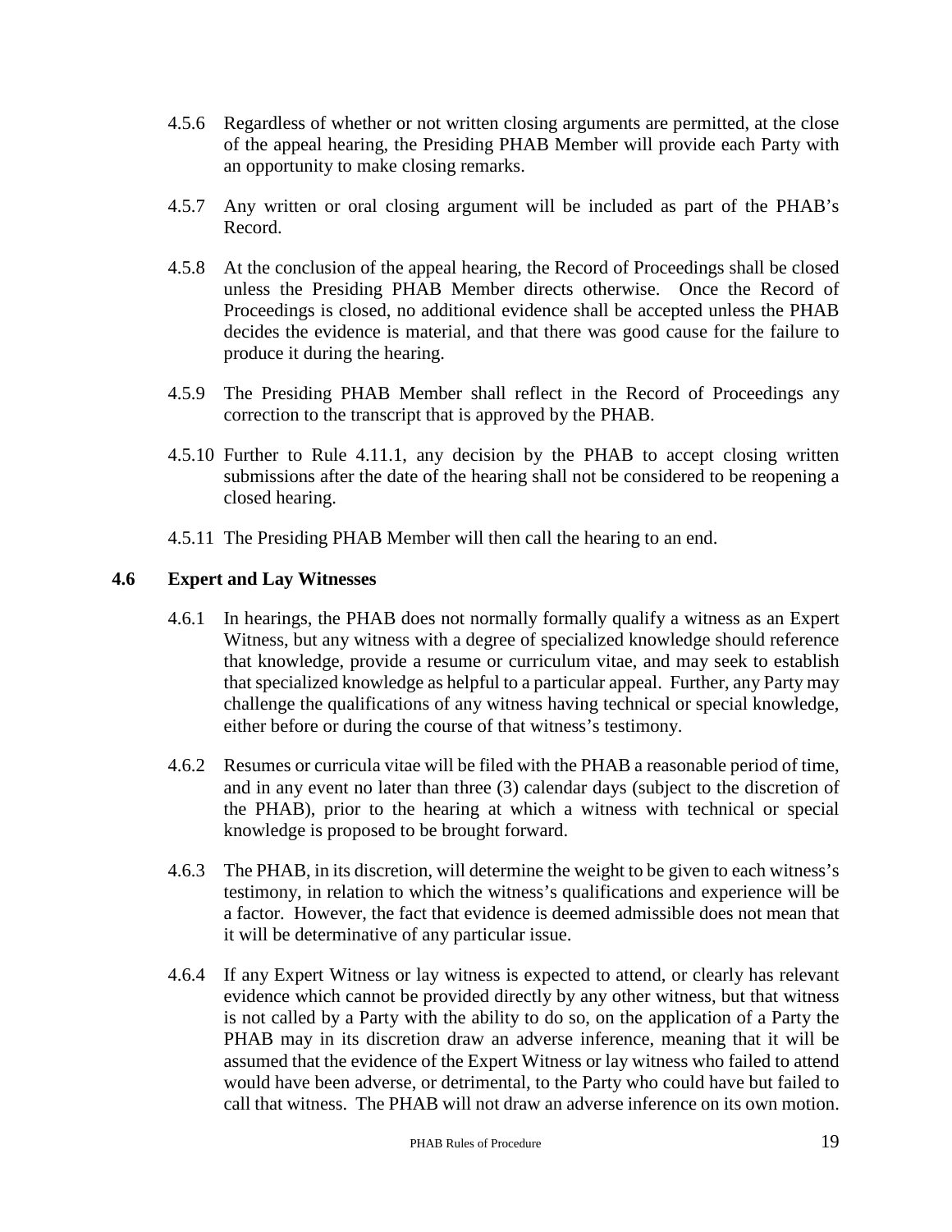4.5.6 Regardless of whether or not written closing arguments are permitted, at the close of the appeal hearing, the Presiding PHAB Member will provide each Party with an opportunity to make closing remarks.

4.5.7 Any written or oral closing argument will be included as part of the PHAB's Record.

4.5.8 At the conclusion of the appeal hearing, the Record of Proceedings shall be closed unless the Presiding PHAB Member directs otherwise. Once the Record of Proceedings is closed, no additional evidence shall be accepted unless the PHAB decides the evidence is material, and that there was good cause for the failure to produce it during the hearing.

4.5.9 The Presiding PHAB Member shall reflect in the Record of Proceedings any correction to the transcript that is approved by the PHAB.

4.5.10 Further to Rule 4.11.1, any decision by the PHAB to accept closing written submissions after the date of the hearing shall not be considered to be reopening a closed hearing.

4.5.11 The Presiding PHAB Member will then call the hearing to an end.

### 4.6 Expert and Lay Witnesses

4.6.1 In hearings, the PHAB does not normally formally qualify a witness as an Expert Witness, but any witness with a degree of specialized knowledge should reference that knowledge, provide a resume or curriculum vitae, and may seek to establish that specialized knowledge as helpful to a particular appeal. Further, any Party may challenge the qualifications of any witness having technical or special knowledge, either before or during the course of that witness's testimony.

4.6.2 Resumes or curricula vitae will be filed with the PHAB a reasonable period of time, and in any event no later than three (3) calendar days (subject to the discretion of the PHAB), prior to the hearing at which a witness with technical or special knowledge is proposed to be brought forward.

4.6.3 The PHAB, in its discretion, will determine the weight to be given to each witness's testimony, in relation to which the witness's qualifications and experience will be a factor. However, the fact that evidence is deemed admissible does not mean that it will be determinative of any particular issue.

4.6.4 If any Expert Witness or lay witness is expected to attend, or clearly has relevant evidence which cannot be provided directly by any other witness, but that witness is not called by a Party with the ability to do so, on the application of a Party the PHAB may in its discretion draw an adverse inference, meaning that it will be assumed that the evidence of the Expert Witness or lay witness who failed to attend would have been adverse, or detrimental, to the Party who could have but failed to call that witness. The PHAB will not draw an adverse inference on its own motion.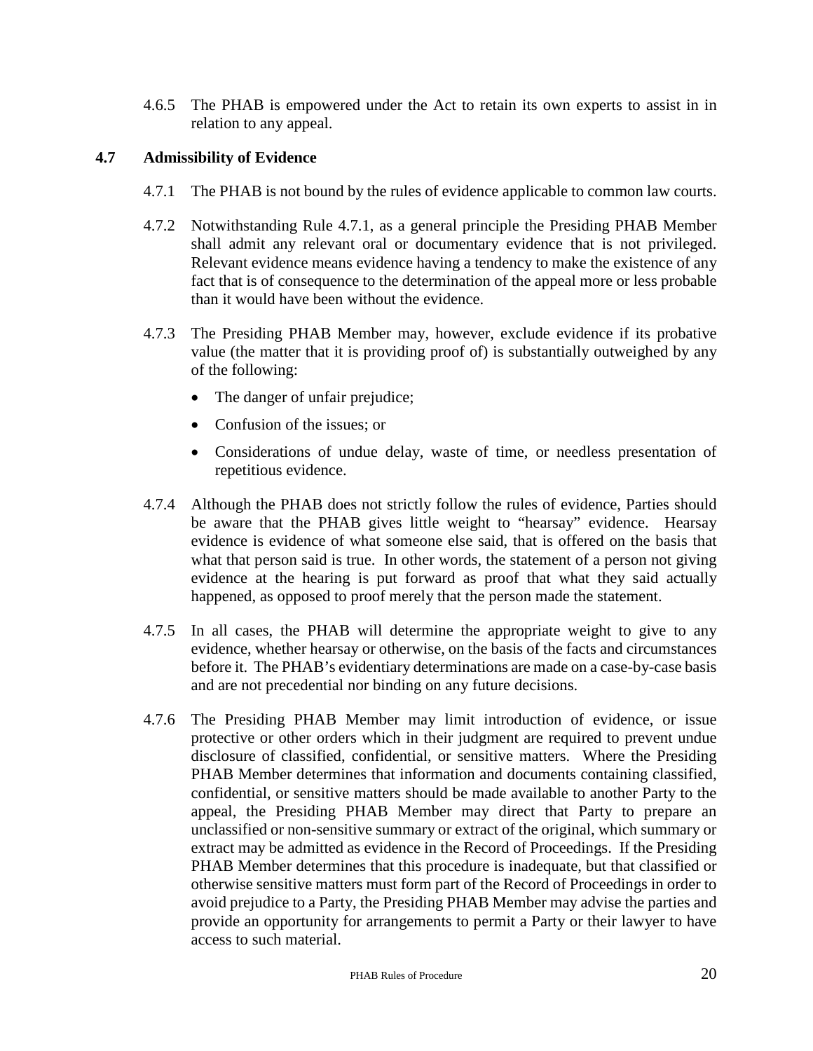4.6.5 The PHAB is empowered under the Act to retain its own experts to assist in in relation to any appeal.

## 4.7 Admissibility of Evidence

4.7.1 The PHAB is not bound by the rules of evidence applicable to common law courts.

4.7.2 Notwithstanding Rule 4.7.1, as a general principle the Presiding PHAB Member shall admit any relevant oral or documentary evidence that is not privileged. Relevant evidence means evidence having a tendency to make the existence of any fact that is of consequence to the determination of the appeal more or less probable than it would have been without the evidence.

4.7.3 The Presiding PHAB Member may, however, exclude evidence if its probative value (the matter that it is providing proof of) is substantially outweighed by any of the following:

- The danger of unfair prejudice;
- Confusion of the issues; or
- Considerations of undue delay, waste of time, or needless presentation of repetitious evidence.

4.7.4 Although the PHAB does not strictly follow the rules of evidence, Parties should be aware that the PHAB gives little weight to "hearsay" evidence. Hearsay evidence is evidence of what someone else said, that is offered on the basis that what that person said is true. In other words, the statement of a person not giving evidence at the hearing is put forward as proof that what they said actually happened, as opposed to proof merely that the person made the statement.

4.7.5 In all cases, the PHAB will determine the appropriate weight to give to any evidence, whether hearsay or otherwise, on the basis of the facts and circumstances before it. The PHAB's evidentiary determinations are made on a case-by-case basis and are not precedential nor binding on any future decisions.

4.7.6 The Presiding PHAB Member may limit introduction of evidence, or issue protective or other orders which in their judgment are required to prevent undue disclosure of classified, confidential, or sensitive matters. Where the Presiding PHAB Member determines that information and documents containing classified, confidential, or sensitive matters should be made available to another Party to the appeal, the Presiding PHAB Member may direct that Party to prepare an unclassified or non-sensitive summary or extract of the original, which summary or extract may be admitted as evidence in the Record of Proceedings. If the Presiding PHAB Member determines that this procedure is inadequate, but that classified or otherwise sensitive matters must form part of the Record of Proceedings in order to avoid prejudice to a Party, the Presiding PHAB Member may advise the parties and provide an opportunity for arrangements to permit a Party or their lawyer to have access to such material.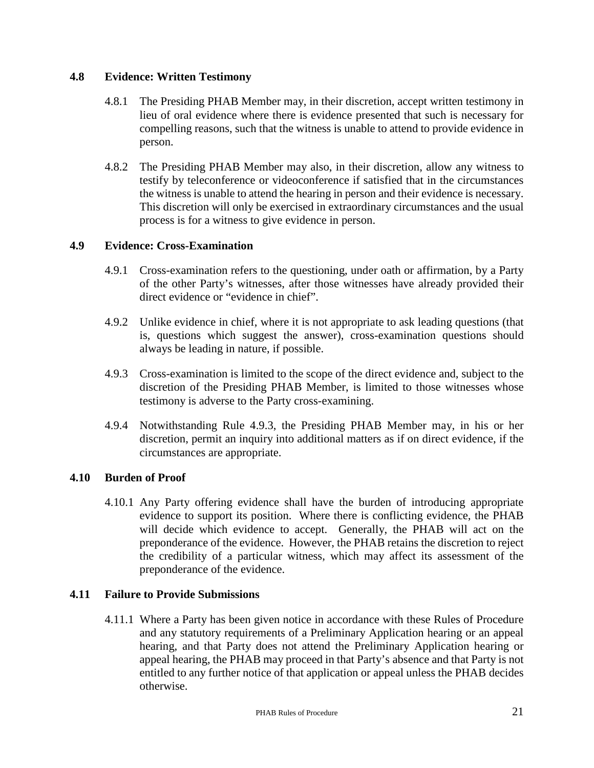## 4.8 Evidence: Written Testimony

4.8.1 The Presiding PHAB Member may, in their discretion, accept written testimony in lieu of oral evidence where there is evidence presented that such is necessary for compelling reasons, such that the witness is unable to attend to provide evidence in person.

4.8.2 The Presiding PHAB Member may also, in their discretion, allow any witness to testify by teleconference or videoconference if satisfied that in the circumstances the witness is unable to attend the hearing in person and their evidence is necessary. This discretion will only be exercised in extraordinary circumstances and the usual process is for a witness to give evidence in person.

## 4.9 Evidence: Cross-Examination

4.9.1 Cross-examination refers to the questioning, under oath or affirmation, by a Party of the other Party's witnesses, after those witnesses have already provided their direct evidence or "evidence in chief".

4.9.2 Unlike evidence in chief, where it is not appropriate to ask leading questions (that is, questions which suggest the answer), cross-examination questions should always be leading in nature, if possible.

4.9.3 Cross-examination is limited to the scope of the direct evidence and, subject to the discretion of the Presiding PHAB Member, is limited to those witnesses whose testimony is adverse to the Party cross-examining.

4.9.4 Notwithstanding Rule 4.9.3, the Presiding PHAB Member may, in his or her discretion, permit an inquiry into additional matters as if on direct evidence, if the circumstances are appropriate.

## 4.10 Burden of Proof

4.10.1 Any Party offering evidence shall have the burden of introducing appropriate evidence to support its position. Where there is conflicting evidence, the PHAB will decide which evidence to accept. Generally, the PHAB will act on the preponderance of the evidence. However, the PHAB retains the discretion to reject the credibility of a particular witness, which may affect its assessment of the preponderance of the evidence.

## 4.11 Failure to Provide Submissions

4.11.1 Where a Party has been given notice in accordance with these Rules of Procedure and any statutory requirements of a Preliminary Application hearing or an appeal hearing, and that Party does not attend the Preliminary Application hearing or appeal hearing, the PHAB may proceed in that Party's absence and that Party is not entitled to any further notice of that application or appeal unless the PHAB decides otherwise.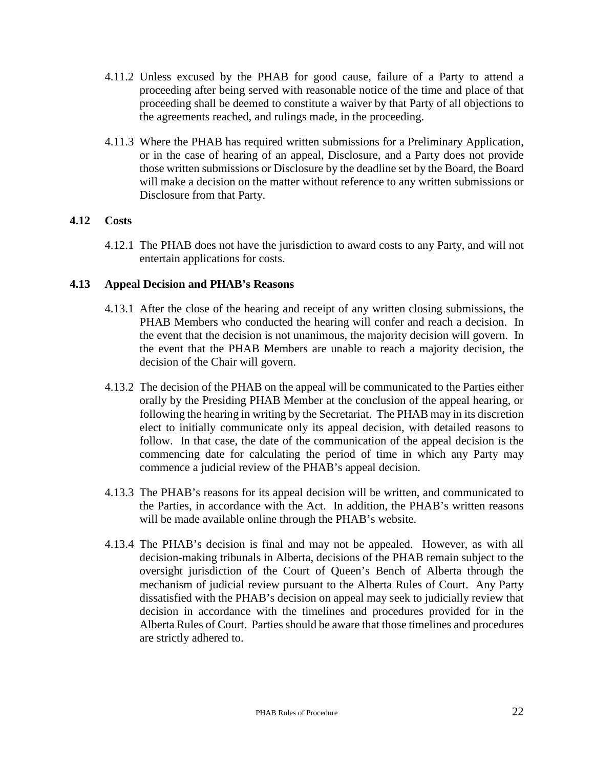4.11.2 Unless excused by the PHAB for good cause, failure of a Party to attend a proceeding after being served with reasonable notice of the time and place of that proceeding shall be deemed to constitute a waiver by that Party of all objections to the agreements reached, and rulings made, in the proceeding.

4.11.3 Where the PHAB has required written submissions for a Preliminary Application, or in the case of hearing of an appeal, Disclosure, and a Party does not provide those written submissions or Disclosure by the deadline set by the Board, the Board will make a decision on the matter without reference to any written submissions or Disclosure from that Party.

### 4.12 Costs

4.12.1 The PHAB does not have the jurisdiction to award costs to any Party, and will not entertain applications for costs.

### 4.13 Appeal Decision and PHAB's Reasons

4.13.1 After the close of the hearing and receipt of any written closing submissions, the PHAB Members who conducted the hearing will confer and reach a decision. In the event that the decision is not unanimous, the majority decision will govern. In the event that the PHAB Members are unable to reach a majority decision, the decision of the Chair will govern.

4.13.2 The decision of the PHAB on the appeal will be communicated to the Parties either orally by the Presiding PHAB Member at the conclusion of the appeal hearing, or following the hearing in writing by the Secretariat. The PHAB may in its discretion elect to initially communicate only its appeal decision, with detailed reasons to follow. In that case, the date of the communication of the appeal decision is the commencing date for calculating the period of time in which any Party may commence a judicial review of the PHAB's appeal decision.

4.13.3 The PHAB's reasons for its appeal decision will be written, and communicated to the Parties, in accordance with the Act. In addition, the PHAB's written reasons will be made available online through the PHAB's website.

4.13.4 The PHAB's decision is final and may not be appealed. However, as with all decision-making tribunals in Alberta, decisions of the PHAB remain subject to the oversight jurisdiction of the Court of Queen's Bench of Alberta through the mechanism of judicial review pursuant to the Alberta Rules of Court. Any Party dissatisfied with the PHAB's decision on appeal may seek to judicially review that decision in accordance with the timelines and procedures provided for in the Alberta Rules of Court. Parties should be aware that those timelines and procedures are strictly adhered to.